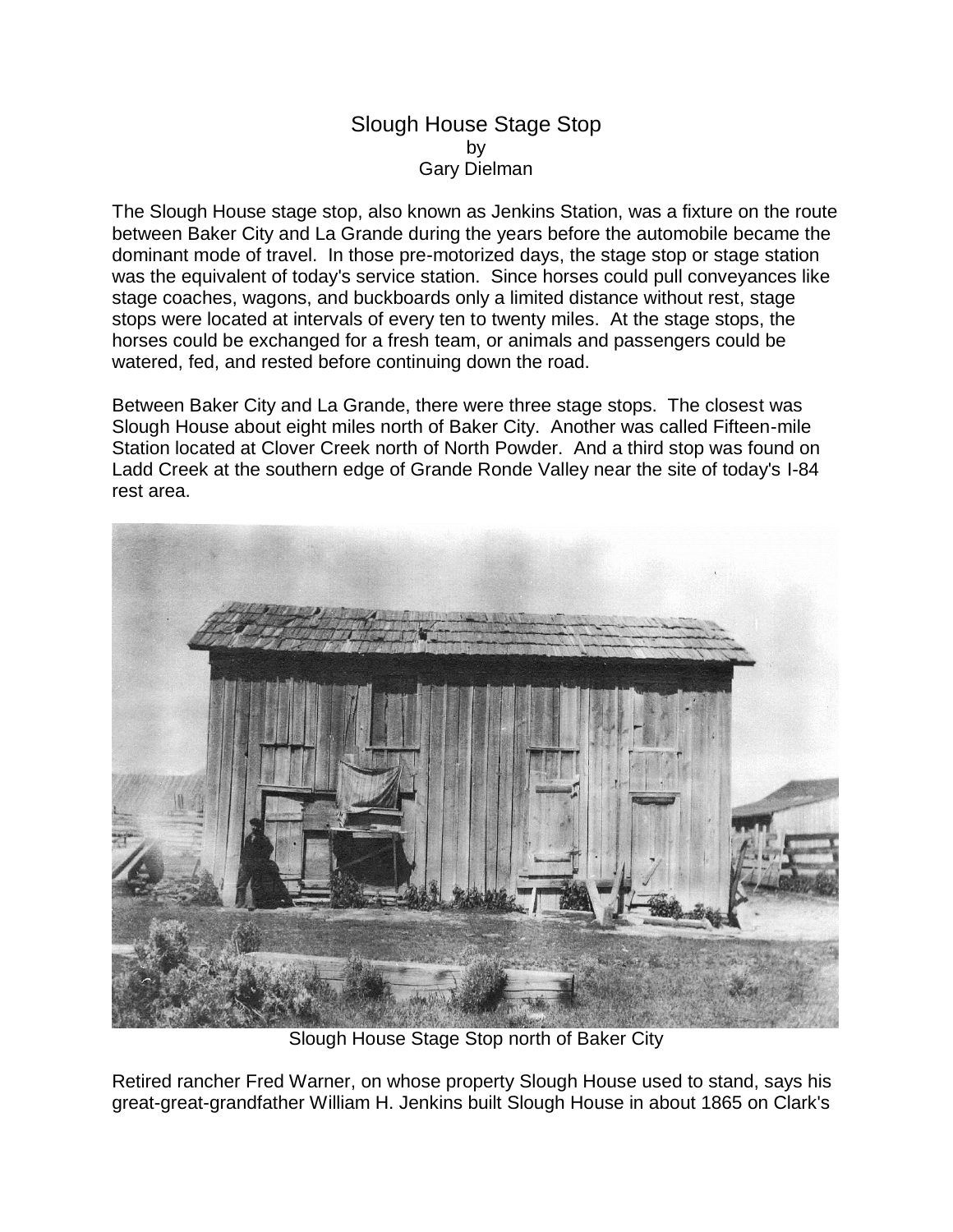# Slough House Stage Stop

by

Gary Dielman

The Slough House stage stop, also known as Jenkins Station, was a fixture on the route between Baker City and La Grande during the years before the automobile became the dominant mode of travel. In those pre-motorized days, the stage stop or stage station was the equivalent of today's service station. Since horses could pull conveyances like stage coaches, wagons, and buckboards only a limited distance without rest, stage stops were located at intervals of every ten to twenty miles. At the stage stops, the horses could be exchanged for a fresh team, or animals and passengers could be watered, fed, and rested before continuing down the road.

Between Baker City and La Grande, there were three stage stops. The closest was Slough House about eight miles north of Baker City. Another was called Fifteen-mile Station located at Clover Creek north of North Powder. And a third stop was found on Ladd Creek at the southern edge of Grande Ronde Valley near the site of today's I-84 rest area.

Slough House Stage Stop north of Baker City

Retired rancher Fred Warner, on whose property Slough House used to stand, says his great-great-grandfather William H. Jenkins built Slough House in about 1865 on Clark's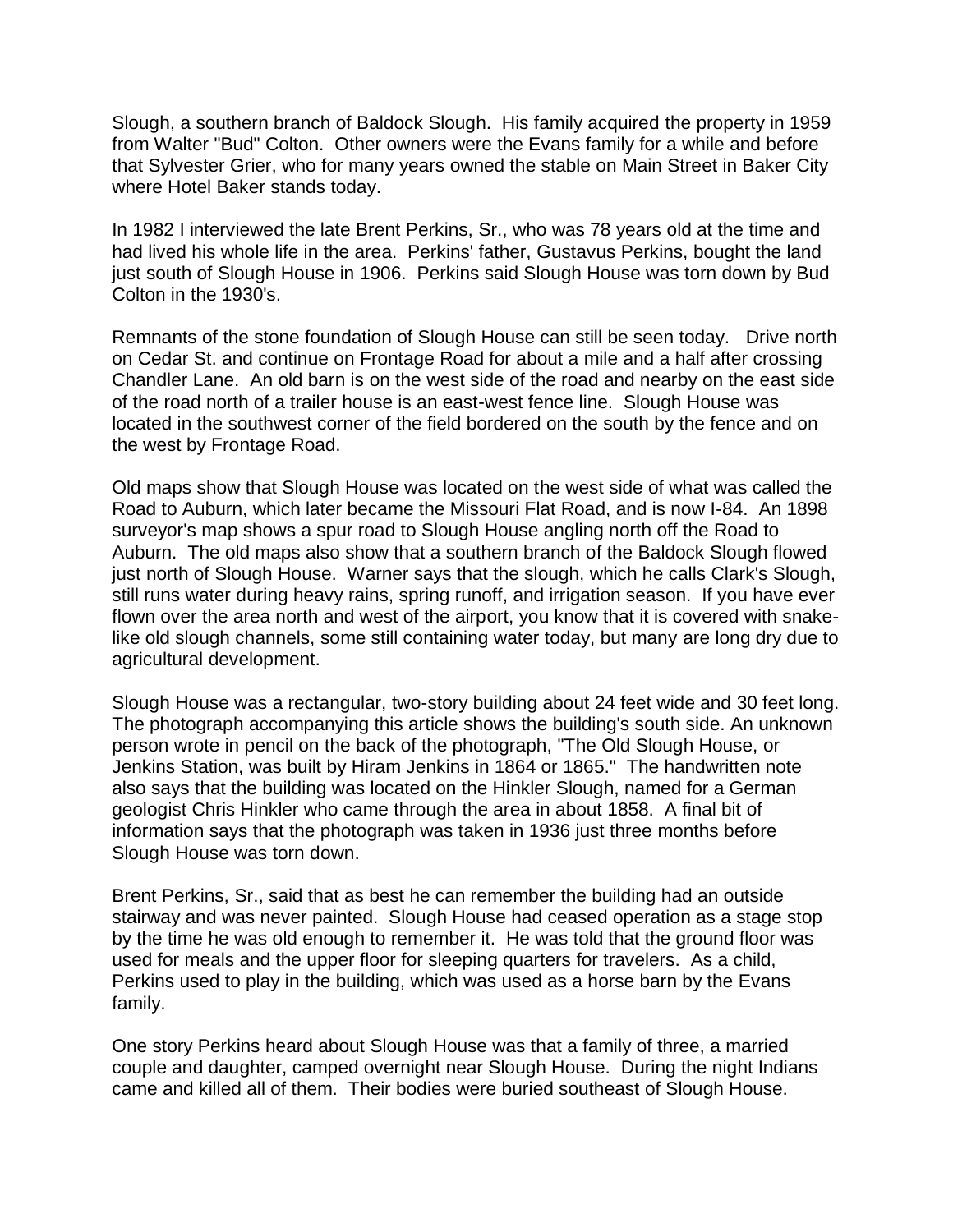Slough, a southern branch of Baldock Slough. His family acquired the property in 1959 from Walter "Bud" Colton. Other owners were the Evans family for a while and before that Sylvester Grier, who for many years owned the stable on Main Street in Baker City where Hotel Baker stands today.

In 1982 I interviewed the late Brent Perkins, Sr., who was 78 years old at the time and had lived his whole life in the area. Perkins' father, Gustavus Perkins, bought the land just south of Slough House in 1906. Perkins said Slough House was torn down by Bud Colton in the 1930's.

Remnants of the stone foundation of Slough House can still be seen today. Drive north on Cedar St. and continue on Frontage Road for about a mile and a half after crossing Chandler Lane. An old barn is on the west side of the road and nearby on the east side of the road north of a trailer house is an east-west fence line. Slough House was located in the southwest corner of the field bordered on the south by the fence and on the west by Frontage Road.

Old maps show that Slough House was located on the west side of what was called the Road to Auburn, which later became the Missouri Flat Road, and is now I-84. An 1898 surveyor's map shows a spur road to Slough House angling north off the Road to Auburn. The old maps also show that a southern branch of the Baldock Slough flowed just north of Slough House. Warner says that the slough, which he calls Clark's Slough, still runs water during heavy rains, spring runoff, and irrigation season. If you have ever flown over the area north and west of the airport, you know that it is covered with snake-like old slough channels, some still containing water today, but many are long dry due to agricultural development.

Slough House was a rectangular, two-story building about 24 feet wide and 30 feet long. The photograph accompanying this article shows the building's south side. An unknown person wrote in pencil on the back of the photograph, "The Old Slough House, or Jenkins Station, was built by Hiram Jenkins in 1864 or 1865." The handwritten note also says that the building was located on the Hinkler Slough, named for a German geologist Chris Hinkler who came through the area in about 1858. A final bit of information says that the photograph was taken in 1936 just three months before Slough House was torn down.

Brent Perkins, Sr., said that as best he can remember the building had an outside stairway and was never painted. Slough House had ceased operation as a stage stop by the time he was old enough to remember it. He was told that the ground floor was used for meals and the upper floor for sleeping quarters for travelers. As a child, Perkins used to play in the building, which was used as a horse barn by the Evans family.

One story Perkins heard about Slough House was that a family of three, a married couple and daughter, camped overnight near Slough House. During the night Indians came and killed all of them. Their bodies were buried southeast of Slough House.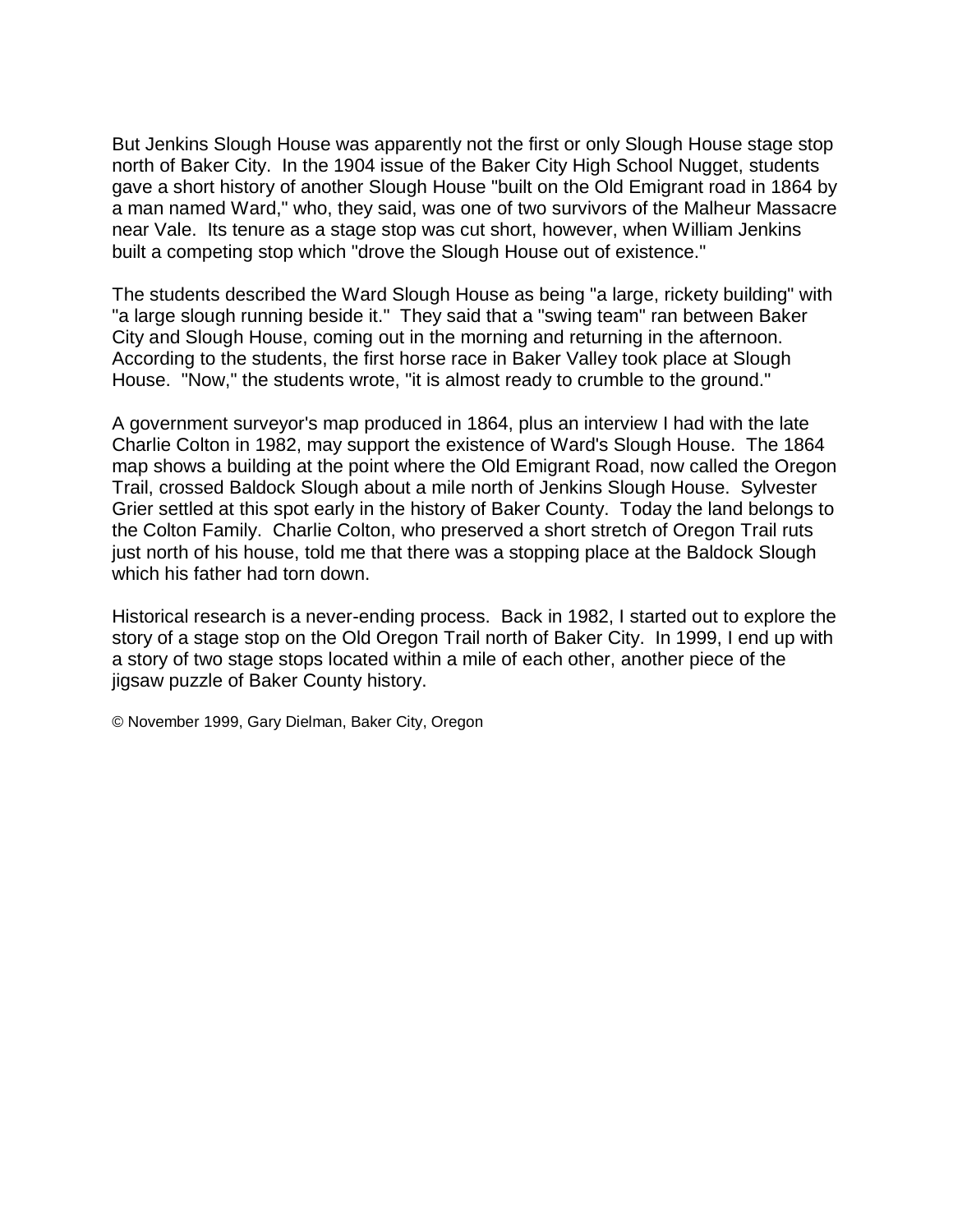But Jenkins Slough House was apparently not the first or only Slough House stage stop north of Baker City. In the 1904 issue of the Baker City High School Nugget, students gave a short history of another Slough House "built on the Old Emigrant road in 1864 by a man named Ward," who, they said, was one of two survivors of the Malheur Massacre near Vale. Its tenure as a stage stop was cut short, however, when William Jenkins built a competing stop which "drove the Slough House out of existence."

The students described the Ward Slough House as being "a large, rickety building" with "a large slough running beside it." They said that a "swing team" ran between Baker City and Slough House, coming out in the morning and returning in the afternoon. According to the students, the first horse race in Baker Valley took place at Slough House. "Now," the students wrote, "it is almost ready to crumble to the ground."

A government surveyor's map produced in 1864, plus an interview I had with the late Charlie Colton in 1982, may support the existence of Ward's Slough House. The 1864 map shows a building at the point where the Old Emigrant Road, now called the Oregon Trail, crossed Baldock Slough about a mile north of Jenkins Slough House. Sylvester Grier settled at this spot early in the history of Baker County. Today the land belongs to the Colton Family. Charlie Colton, who preserved a short stretch of Oregon Trail ruts just north of his house, told me that there was a stopping place at the Baldock Slough which his father had torn down.

Historical research is a never-ending process. Back in 1982, I started out to explore the story of a stage stop on the Old Oregon Trail north of Baker City. In 1999, I end up with a story of two stage stops located within a mile of each other, another piece of the jigsaw puzzle of Baker County history.

© November 1999, Gary Dielman, Baker City, Oregon